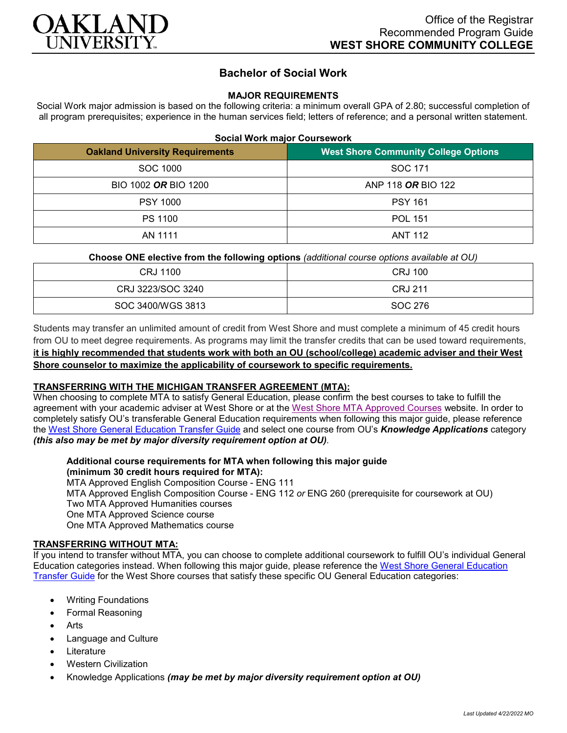Office of the Registrar
Recommended Program Guide
**WEST SHORE COMMUNITY COLLEGE**

# Bachelor of Social Work

## MAJOR REQUIREMENTS

Social Work major admission is based on the following criteria: a minimum overall GPA of 2.80; successful completion of all program prerequisites; experience in the human services field; letters of reference; and a personal written statement.

**Social Work major Coursework**

| Oakland University Requirements | West Shore Community College Options |
|---|---|
| SOC 1000 | SOC 171 |
| BIO 1002 ***OR*** BIO 1200 | ANP 118 ***OR*** BIO 122 |
| PSY 1000 | PSY 161 |
| PS 1100 | POL 151 |
| AN 1111 | ANT 112 |

**Choose ONE elective from the following options** *(additional course options available at OU)*

| | |
|---|---|
| CRJ 1100 | CRJ 100 |
| CRJ 3223/SOC 3240 | CRJ 211 |
| SOC 3400/WGS 3813 | SOC 276 |

Students may transfer an unlimited amount of credit from West Shore and must complete a minimum of 45 credit hours from OU to meet degree requirements. As programs may limit the transfer credits that can be used toward requirements, **it is highly recommended that students work with both an OU (school/college) academic adviser and their West Shore counselor to maximize the applicability of coursework to specific requirements.**

### TRANSFERRING WITH THE MICHIGAN TRANSFER AGREEMENT (MTA):

When choosing to complete MTA to satisfy General Education, please confirm the best courses to take to fulfill the agreement with your academic adviser at West Shore or at the West Shore MTA Approved Courses website. In order to completely satisfy OU's transferable General Education requirements when following this major guide, please reference the West Shore General Education Transfer Guide and select one course from OU's ***Knowledge Applications*** category ***(this also may be met by major diversity requirement option at OU)***.

**Additional course requirements for MTA when following this major guide (minimum 30 credit hours required for MTA):**

MTA Approved English Composition Course - ENG 111
MTA Approved English Composition Course - ENG 112 *or* ENG 260 (prerequisite for coursework at OU)
Two MTA Approved Humanities courses
One MTA Approved Science course
One MTA Approved Mathematics course

### TRANSFERRING WITHOUT MTA:

If you intend to transfer without MTA, you can choose to complete additional coursework to fulfill OU's individual General Education categories instead. When following this major guide, please reference the West Shore General Education Transfer Guide for the West Shore courses that satisfy these specific OU General Education categories:

- Writing Foundations
- Formal Reasoning
- Arts
- Language and Culture
- Literature
- Western Civilization
- Knowledge Applications ***(may be met by major diversity requirement option at OU)***

*Last Updated 4/22/2022 MO*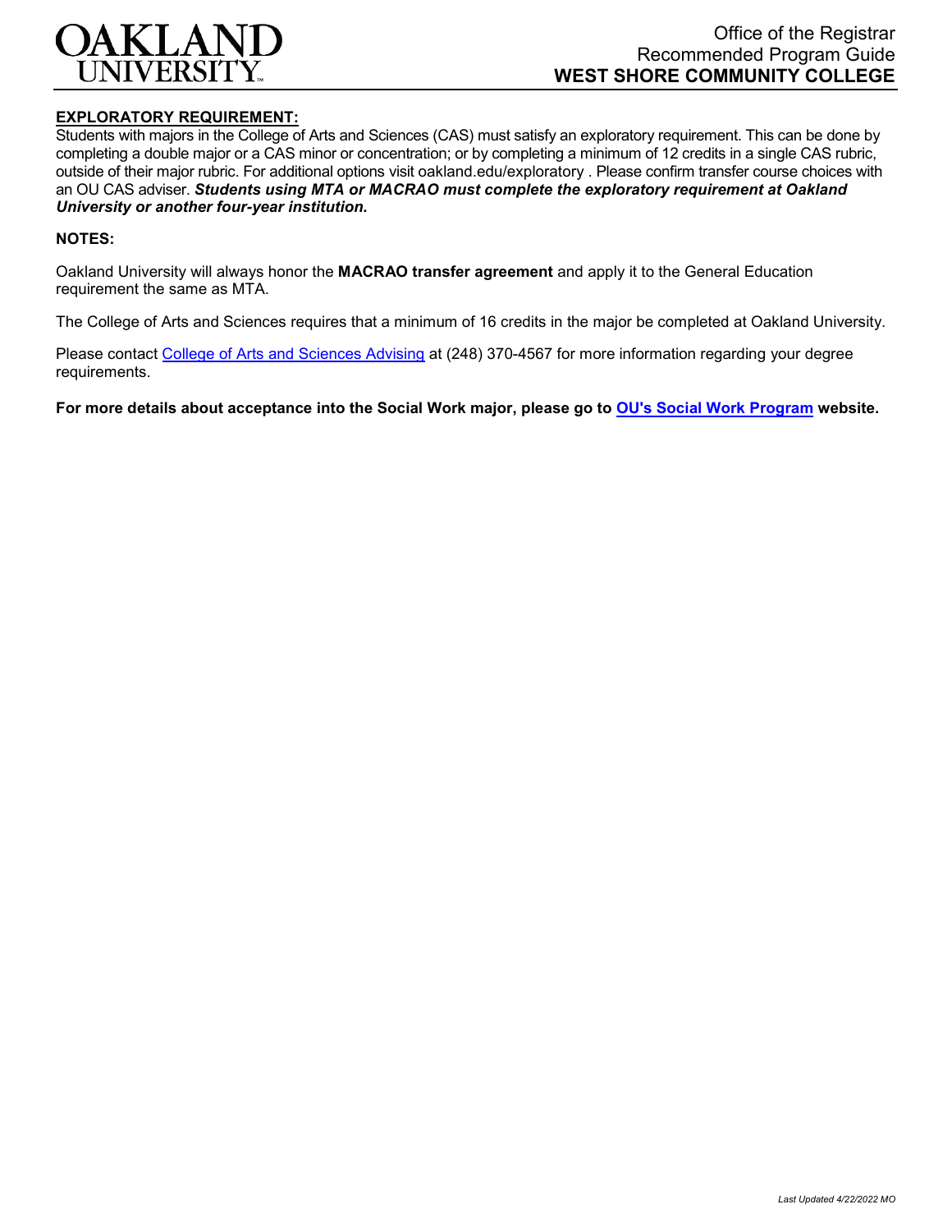## EXPLORATORY REQUIREMENT:

Students with majors in the College of Arts and Sciences (CAS) must satisfy an exploratory requirement. This can be done by completing a double major or a CAS minor or concentration; or by completing a minimum of 12 credits in a single CAS rubric, outside of their major rubric. For additional options visit oakland.edu/exploratory . Please confirm transfer course choices with an OU CAS adviser. ***Students using MTA or MACRAO must complete the exploratory requirement at Oakland University or another four-year institution.***

## NOTES:

Oakland University will always honor the **MACRAO transfer agreement** and apply it to the General Education requirement the same as MTA.

The College of Arts and Sciences requires that a minimum of 16 credits in the major be completed at Oakland University.

Please contact College of Arts and Sciences Advising at (248) 370-4567 for more information regarding your degree requirements.

**For more details about acceptance into the Social Work major, please go to OU's Social Work Program website.**

*Last Updated 4/22/2022 MO*